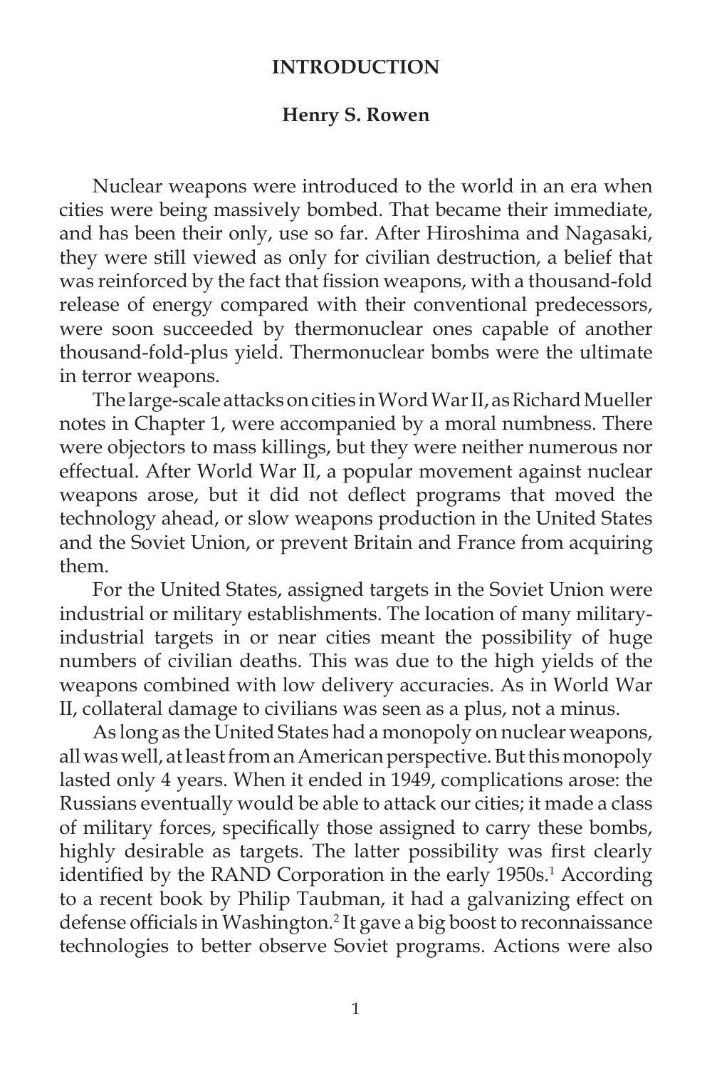# INTRODUCTION

**Henry S. Rowen**

Nuclear weapons were introduced to the world in an era when cities were being massively bombed. That became their immediate, and has been their only, use so far. After Hiroshima and Nagasaki, they were still viewed as only for civilian destruction, a belief that was reinforced by the fact that fission weapons, with a thousand-fold release of energy compared with their conventional predecessors, were soon succeeded by thermonuclear ones capable of another thousand-fold-plus yield. Thermonuclear bombs were the ultimate in terror weapons.

The large-scale attacks on cities in Word War II, as Richard Mueller notes in Chapter 1, were accompanied by a moral numbness. There were objectors to mass killings, but they were neither numerous nor effectual. After World War II, a popular movement against nuclear weapons arose, but it did not deflect programs that moved the technology ahead, or slow weapons production in the United States and the Soviet Union, or prevent Britain and France from acquiring them.

For the United States, assigned targets in the Soviet Union were industrial or military establishments. The location of many military-industrial targets in or near cities meant the possibility of huge numbers of civilian deaths. This was due to the high yields of the weapons combined with low delivery accuracies. As in World War II, collateral damage to civilians was seen as a plus, not a minus.

As long as the United States had a monopoly on nuclear weapons, all was well, at least from an American perspective. But this monopoly lasted only 4 years. When it ended in 1949, complications arose: the Russians eventually would be able to attack our cities; it made a class of military forces, specifically those assigned to carry these bombs, highly desirable as targets. The latter possibility was first clearly identified by the RAND Corporation in the early 1950s.[1] According to a recent book by Philip Taubman, it had a galvanizing effect on defense officials in Washington.[2] It gave a big boost to reconnaissance technologies to better observe Soviet programs. Actions were also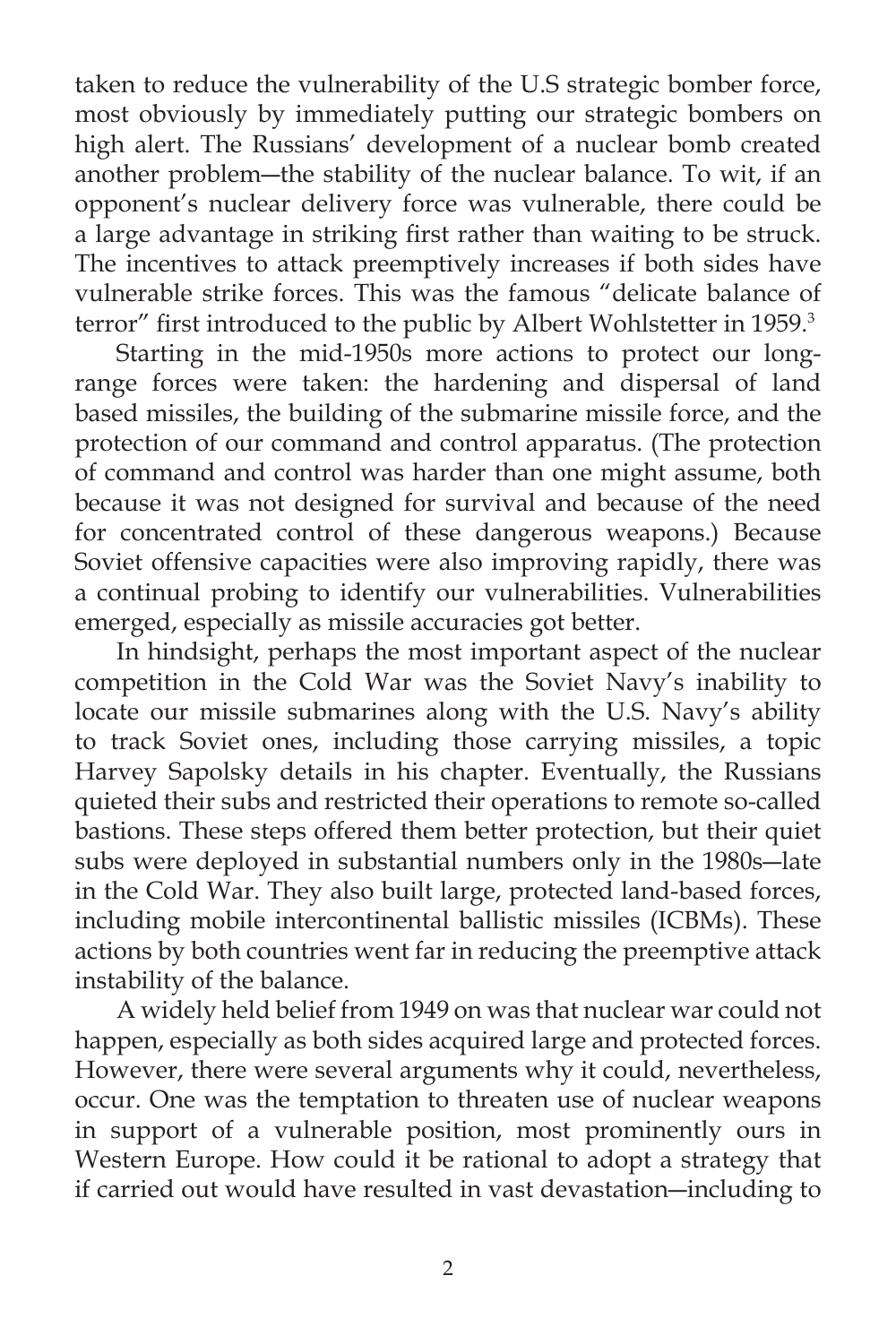taken to reduce the vulnerability of the U.S strategic bomber force, most obviously by immediately putting our strategic bombers on high alert. The Russians' development of a nuclear bomb created another problem—the stability of the nuclear balance. To wit, if an opponent's nuclear delivery force was vulnerable, there could be a large advantage in striking first rather than waiting to be struck. The incentives to attack preemptively increases if both sides have vulnerable strike forces. This was the famous "delicate balance of terror" first introduced to the public by Albert Wohlstetter in 1959.[3]

Starting in the mid-1950s more actions to protect our long-range forces were taken: the hardening and dispersal of land based missiles, the building of the submarine missile force, and the protection of our command and control apparatus. (The protection of command and control was harder than one might assume, both because it was not designed for survival and because of the need for concentrated control of these dangerous weapons.) Because Soviet offensive capacities were also improving rapidly, there was a continual probing to identify our vulnerabilities. Vulnerabilities emerged, especially as missile accuracies got better.

In hindsight, perhaps the most important aspect of the nuclear competition in the Cold War was the Soviet Navy's inability to locate our missile submarines along with the U.S. Navy's ability to track Soviet ones, including those carrying missiles, a topic Harvey Sapolsky details in his chapter. Eventually, the Russians quieted their subs and restricted their operations to remote so-called bastions. These steps offered them better protection, but their quiet subs were deployed in substantial numbers only in the 1980s—late in the Cold War. They also built large, protected land-based forces, including mobile intercontinental ballistic missiles (ICBMs). These actions by both countries went far in reducing the preemptive attack instability of the balance.

A widely held belief from 1949 on was that nuclear war could not happen, especially as both sides acquired large and protected forces. However, there were several arguments why it could, nevertheless, occur. One was the temptation to threaten use of nuclear weapons in support of a vulnerable position, most prominently ours in Western Europe. How could it be rational to adopt a strategy that if carried out would have resulted in vast devastation—including to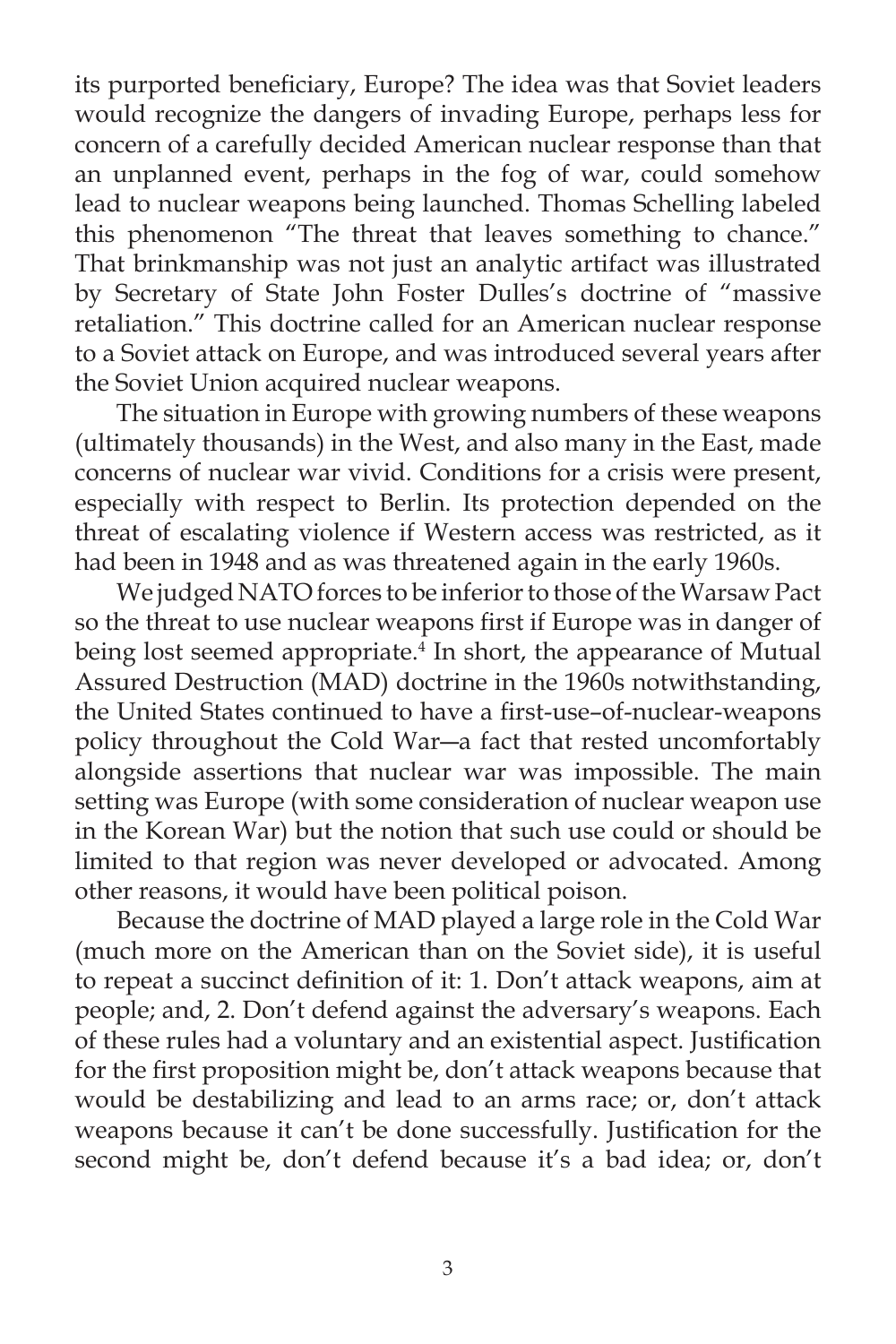its purported beneficiary, Europe? The idea was that Soviet leaders would recognize the dangers of invading Europe, perhaps less for concern of a carefully decided American nuclear response than that an unplanned event, perhaps in the fog of war, could somehow lead to nuclear weapons being launched. Thomas Schelling labeled this phenomenon "The threat that leaves something to chance." That brinkmanship was not just an analytic artifact was illustrated by Secretary of State John Foster Dulles's doctrine of "massive retaliation." This doctrine called for an American nuclear response to a Soviet attack on Europe, and was introduced several years after the Soviet Union acquired nuclear weapons.

The situation in Europe with growing numbers of these weapons (ultimately thousands) in the West, and also many in the East, made concerns of nuclear war vivid. Conditions for a crisis were present, especially with respect to Berlin. Its protection depended on the threat of escalating violence if Western access was restricted, as it had been in 1948 and as was threatened again in the early 1960s.

We judged NATO forces to be inferior to those of the Warsaw Pact so the threat to use nuclear weapons first if Europe was in danger of being lost seemed appropriate.[4] In short, the appearance of Mutual Assured Destruction (MAD) doctrine in the 1960s notwithstanding, the United States continued to have a first-use–of-nuclear-weapons policy throughout the Cold War—a fact that rested uncomfortably alongside assertions that nuclear war was impossible. The main setting was Europe (with some consideration of nuclear weapon use in the Korean War) but the notion that such use could or should be limited to that region was never developed or advocated. Among other reasons, it would have been political poison.

Because the doctrine of MAD played a large role in the Cold War (much more on the American than on the Soviet side), it is useful to repeat a succinct definition of it: 1. Don't attack weapons, aim at people; and, 2. Don't defend against the adversary's weapons. Each of these rules had a voluntary and an existential aspect. Justification for the first proposition might be, don't attack weapons because that would be destabilizing and lead to an arms race; or, don't attack weapons because it can't be done successfully. Justification for the second might be, don't defend because it's a bad idea; or, don't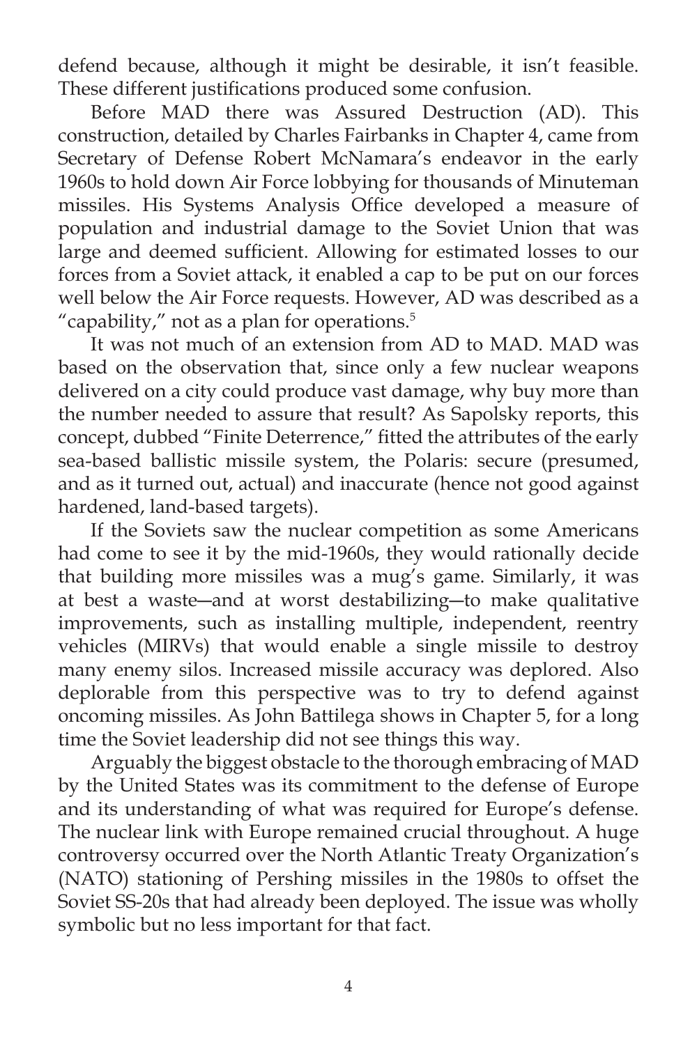defend because, although it might be desirable, it isn't feasible. These different justifications produced some confusion.

Before MAD there was Assured Destruction (AD). This construction, detailed by Charles Fairbanks in Chapter 4, came from Secretary of Defense Robert McNamara's endeavor in the early 1960s to hold down Air Force lobbying for thousands of Minuteman missiles. His Systems Analysis Office developed a measure of population and industrial damage to the Soviet Union that was large and deemed sufficient. Allowing for estimated losses to our forces from a Soviet attack, it enabled a cap to be put on our forces well below the Air Force requests. However, AD was described as a "capability," not as a plan for operations.[5]

It was not much of an extension from AD to MAD. MAD was based on the observation that, since only a few nuclear weapons delivered on a city could produce vast damage, why buy more than the number needed to assure that result? As Sapolsky reports, this concept, dubbed "Finite Deterrence," fitted the attributes of the early sea-based ballistic missile system, the Polaris: secure (presumed, and as it turned out, actual) and inaccurate (hence not good against hardened, land-based targets).

If the Soviets saw the nuclear competition as some Americans had come to see it by the mid-1960s, they would rationally decide that building more missiles was a mug's game. Similarly, it was at best a waste—and at worst destabilizing—to make qualitative improvements, such as installing multiple, independent, reentry vehicles (MIRVs) that would enable a single missile to destroy many enemy silos. Increased missile accuracy was deplored. Also deplorable from this perspective was to try to defend against oncoming missiles. As John Battilega shows in Chapter 5, for a long time the Soviet leadership did not see things this way.

Arguably the biggest obstacle to the thorough embracing of MAD by the United States was its commitment to the defense of Europe and its understanding of what was required for Europe's defense. The nuclear link with Europe remained crucial throughout. A huge controversy occurred over the North Atlantic Treaty Organization's (NATO) stationing of Pershing missiles in the 1980s to offset the Soviet SS-20s that had already been deployed. The issue was wholly symbolic but no less important for that fact.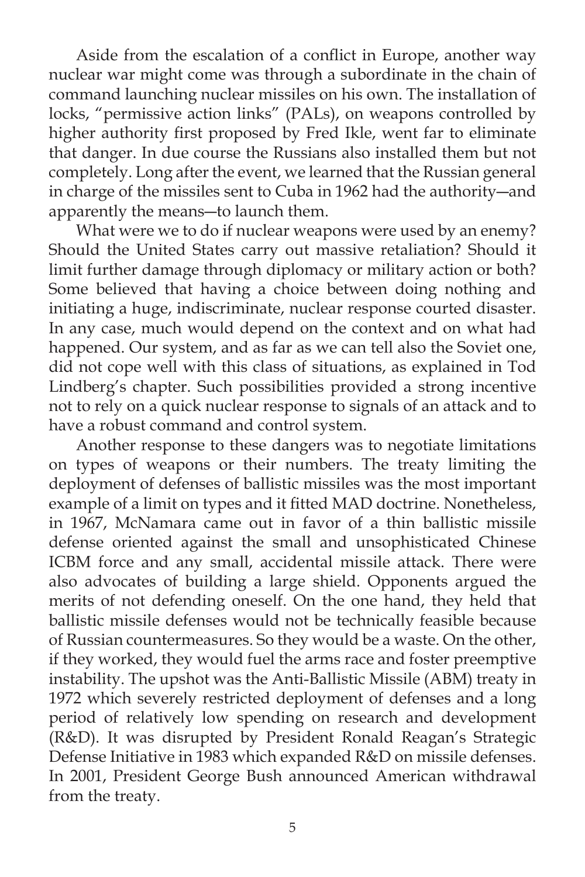Aside from the escalation of a conflict in Europe, another way nuclear war might come was through a subordinate in the chain of command launching nuclear missiles on his own. The installation of locks, "permissive action links" (PALs), on weapons controlled by higher authority first proposed by Fred Ikle, went far to eliminate that danger. In due course the Russians also installed them but not completely. Long after the event, we learned that the Russian general in charge of the missiles sent to Cuba in 1962 had the authority—and apparently the means—to launch them.

What were we to do if nuclear weapons were used by an enemy? Should the United States carry out massive retaliation? Should it limit further damage through diplomacy or military action or both? Some believed that having a choice between doing nothing and initiating a huge, indiscriminate, nuclear response courted disaster. In any case, much would depend on the context and on what had happened. Our system, and as far as we can tell also the Soviet one, did not cope well with this class of situations, as explained in Tod Lindberg's chapter. Such possibilities provided a strong incentive not to rely on a quick nuclear response to signals of an attack and to have a robust command and control system.

Another response to these dangers was to negotiate limitations on types of weapons or their numbers. The treaty limiting the deployment of defenses of ballistic missiles was the most important example of a limit on types and it fitted MAD doctrine. Nonetheless, in 1967, McNamara came out in favor of a thin ballistic missile defense oriented against the small and unsophisticated Chinese ICBM force and any small, accidental missile attack. There were also advocates of building a large shield. Opponents argued the merits of not defending oneself. On the one hand, they held that ballistic missile defenses would not be technically feasible because of Russian countermeasures. So they would be a waste. On the other, if they worked, they would fuel the arms race and foster preemptive instability. The upshot was the Anti-Ballistic Missile (ABM) treaty in 1972 which severely restricted deployment of defenses and a long period of relatively low spending on research and development (R&D). It was disrupted by President Ronald Reagan's Strategic Defense Initiative in 1983 which expanded R&D on missile defenses. In 2001, President George Bush announced American withdrawal from the treaty.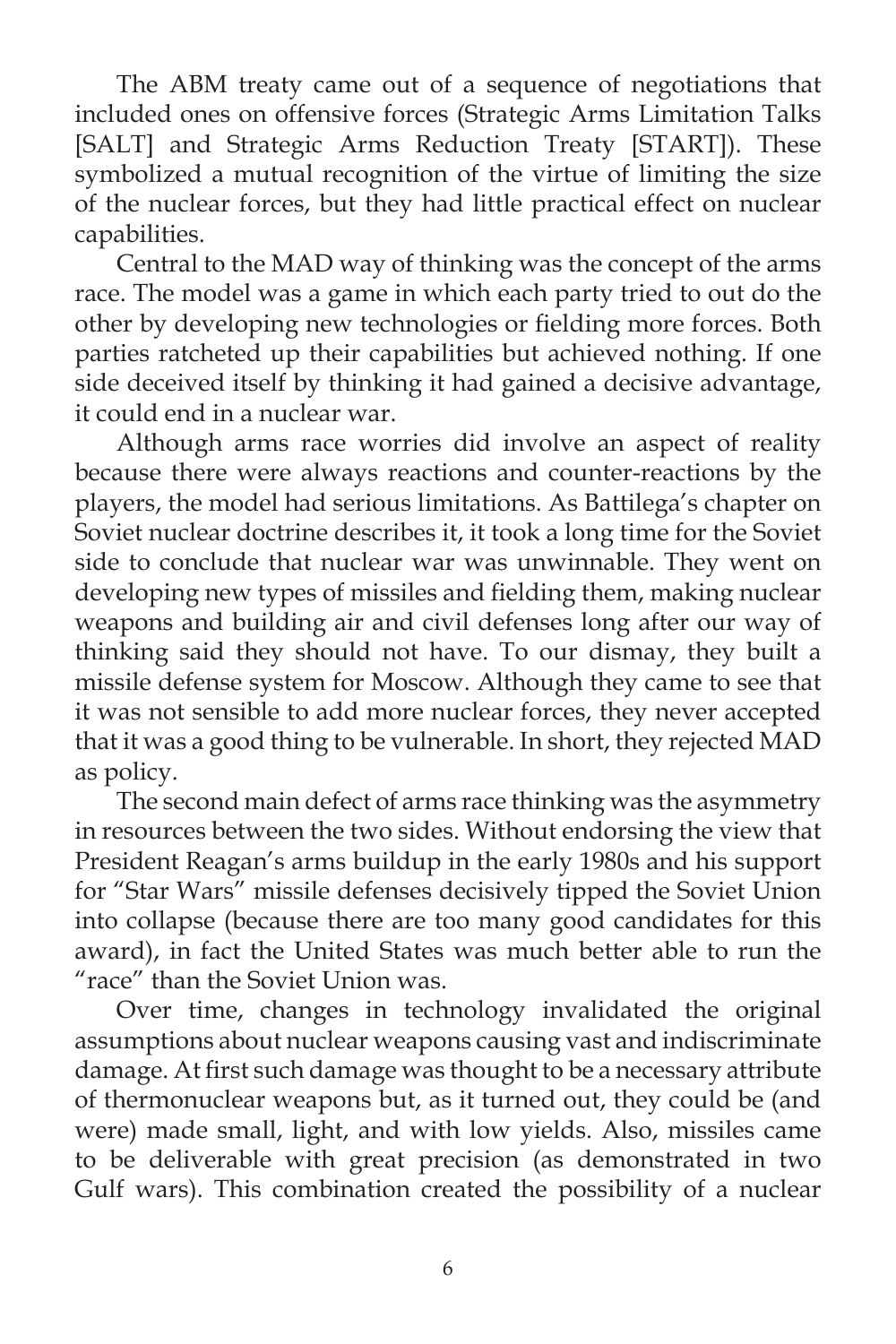The ABM treaty came out of a sequence of negotiations that included ones on offensive forces (Strategic Arms Limitation Talks [SALT] and Strategic Arms Reduction Treaty [START]). These symbolized a mutual recognition of the virtue of limiting the size of the nuclear forces, but they had little practical effect on nuclear capabilities.

Central to the MAD way of thinking was the concept of the arms race. The model was a game in which each party tried to out do the other by developing new technologies or fielding more forces. Both parties ratcheted up their capabilities but achieved nothing. If one side deceived itself by thinking it had gained a decisive advantage, it could end in a nuclear war.

Although arms race worries did involve an aspect of reality because there were always reactions and counter-reactions by the players, the model had serious limitations. As Battilega's chapter on Soviet nuclear doctrine describes it, it took a long time for the Soviet side to conclude that nuclear war was unwinnable. They went on developing new types of missiles and fielding them, making nuclear weapons and building air and civil defenses long after our way of thinking said they should not have. To our dismay, they built a missile defense system for Moscow. Although they came to see that it was not sensible to add more nuclear forces, they never accepted that it was a good thing to be vulnerable. In short, they rejected MAD as policy.

The second main defect of arms race thinking was the asymmetry in resources between the two sides. Without endorsing the view that President Reagan's arms buildup in the early 1980s and his support for "Star Wars" missile defenses decisively tipped the Soviet Union into collapse (because there are too many good candidates for this award), in fact the United States was much better able to run the "race" than the Soviet Union was.

Over time, changes in technology invalidated the original assumptions about nuclear weapons causing vast and indiscriminate damage. At first such damage was thought to be a necessary attribute of thermonuclear weapons but, as it turned out, they could be (and were) made small, light, and with low yields. Also, missiles came to be deliverable with great precision (as demonstrated in two Gulf wars). This combination created the possibility of a nuclear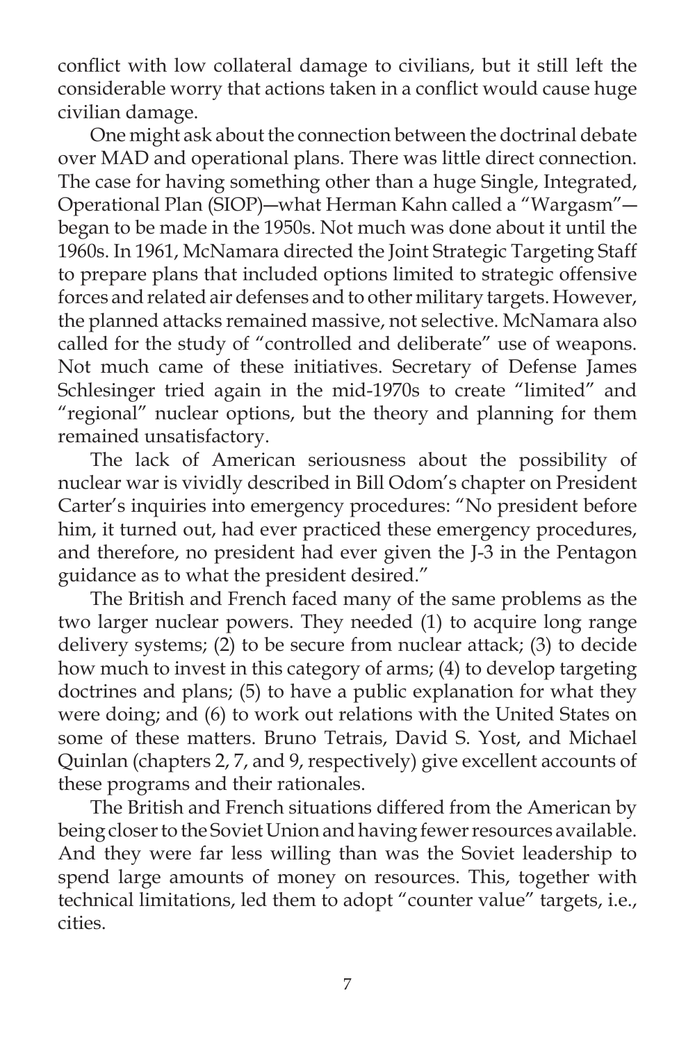conflict with low collateral damage to civilians, but it still left the considerable worry that actions taken in a conflict would cause huge civilian damage.

One might ask about the connection between the doctrinal debate over MAD and operational plans. There was little direct connection. The case for having something other than a huge Single, Integrated, Operational Plan (SIOP)—what Herman Kahn called a "Wargasm"—began to be made in the 1950s. Not much was done about it until the 1960s. In 1961, McNamara directed the Joint Strategic Targeting Staff to prepare plans that included options limited to strategic offensive forces and related air defenses and to other military targets. However, the planned attacks remained massive, not selective. McNamara also called for the study of "controlled and deliberate" use of weapons. Not much came of these initiatives. Secretary of Defense James Schlesinger tried again in the mid-1970s to create "limited" and "regional" nuclear options, but the theory and planning for them remained unsatisfactory.

The lack of American seriousness about the possibility of nuclear war is vividly described in Bill Odom's chapter on President Carter's inquiries into emergency procedures: "No president before him, it turned out, had ever practiced these emergency procedures, and therefore, no president had ever given the J-3 in the Pentagon guidance as to what the president desired."

The British and French faced many of the same problems as the two larger nuclear powers. They needed (1) to acquire long range delivery systems; (2) to be secure from nuclear attack; (3) to decide how much to invest in this category of arms; (4) to develop targeting doctrines and plans; (5) to have a public explanation for what they were doing; and (6) to work out relations with the United States on some of these matters. Bruno Tetrais, David S. Yost, and Michael Quinlan (chapters 2, 7, and 9, respectively) give excellent accounts of these programs and their rationales.

The British and French situations differed from the American by being closer to the Soviet Union and having fewer resources available. And they were far less willing than was the Soviet leadership to spend large amounts of money on resources. This, together with technical limitations, led them to adopt "counter value" targets, i.e., cities.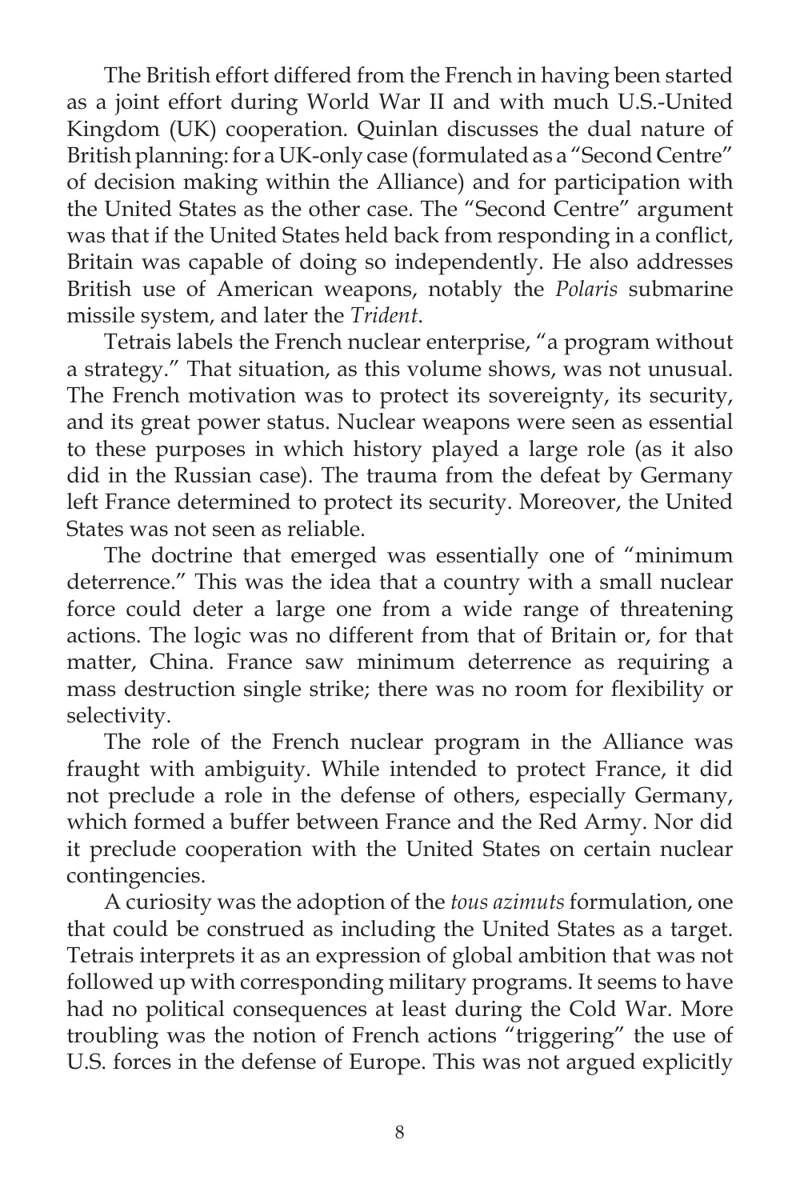The British effort differed from the French in having been started as a joint effort during World War II and with much U.S.-United Kingdom (UK) cooperation. Quinlan discusses the dual nature of British planning: for a UK-only case (formulated as a "Second Centre" of decision making within the Alliance) and for participation with the United States as the other case. The "Second Centre" argument was that if the United States held back from responding in a conflict, Britain was capable of doing so independently. He also addresses British use of American weapons, notably the *Polaris* submarine missile system, and later the *Trident*.

Tetrais labels the French nuclear enterprise, "a program without a strategy." That situation, as this volume shows, was not unusual. The French motivation was to protect its sovereignty, its security, and its great power status. Nuclear weapons were seen as essential to these purposes in which history played a large role (as it also did in the Russian case). The trauma from the defeat by Germany left France determined to protect its security. Moreover, the United States was not seen as reliable.

The doctrine that emerged was essentially one of "minimum deterrence." This was the idea that a country with a small nuclear force could deter a large one from a wide range of threatening actions. The logic was no different from that of Britain or, for that matter, China. France saw minimum deterrence as requiring a mass destruction single strike; there was no room for flexibility or selectivity.

The role of the French nuclear program in the Alliance was fraught with ambiguity. While intended to protect France, it did not preclude a role in the defense of others, especially Germany, which formed a buffer between France and the Red Army. Nor did it preclude cooperation with the United States on certain nuclear contingencies.

A curiosity was the adoption of the *tous azimuts* formulation, one that could be construed as including the United States as a target. Tetrais interprets it as an expression of global ambition that was not followed up with corresponding military programs. It seems to have had no political consequences at least during the Cold War. More troubling was the notion of French actions "triggering" the use of U.S. forces in the defense of Europe. This was not argued explicitly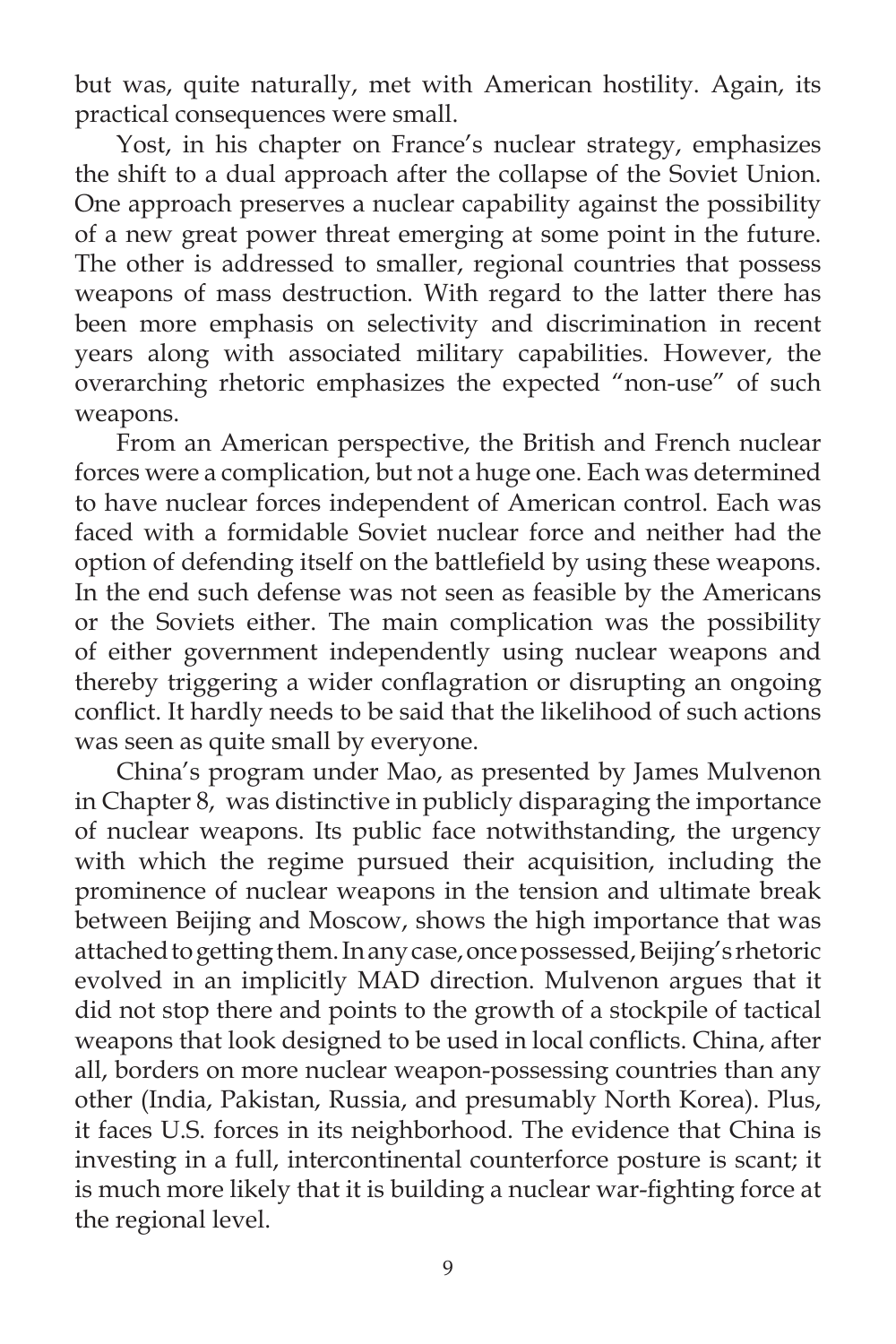but was, quite naturally, met with American hostility. Again, its practical consequences were small.

Yost, in his chapter on France's nuclear strategy, emphasizes the shift to a dual approach after the collapse of the Soviet Union. One approach preserves a nuclear capability against the possibility of a new great power threat emerging at some point in the future. The other is addressed to smaller, regional countries that possess weapons of mass destruction. With regard to the latter there has been more emphasis on selectivity and discrimination in recent years along with associated military capabilities. However, the overarching rhetoric emphasizes the expected "non-use" of such weapons.

From an American perspective, the British and French nuclear forces were a complication, but not a huge one. Each was determined to have nuclear forces independent of American control. Each was faced with a formidable Soviet nuclear force and neither had the option of defending itself on the battlefield by using these weapons. In the end such defense was not seen as feasible by the Americans or the Soviets either. The main complication was the possibility of either government independently using nuclear weapons and thereby triggering a wider conflagration or disrupting an ongoing conflict. It hardly needs to be said that the likelihood of such actions was seen as quite small by everyone.

China's program under Mao, as presented by James Mulvenon in Chapter 8, was distinctive in publicly disparaging the importance of nuclear weapons. Its public face notwithstanding, the urgency with which the regime pursued their acquisition, including the prominence of nuclear weapons in the tension and ultimate break between Beijing and Moscow, shows the high importance that was attached to getting them. In any case, once possessed, Beijing's rhetoric evolved in an implicitly MAD direction. Mulvenon argues that it did not stop there and points to the growth of a stockpile of tactical weapons that look designed to be used in local conflicts. China, after all, borders on more nuclear weapon-possessing countries than any other (India, Pakistan, Russia, and presumably North Korea). Plus, it faces U.S. forces in its neighborhood. The evidence that China is investing in a full, intercontinental counterforce posture is scant; it is much more likely that it is building a nuclear war-fighting force at the regional level.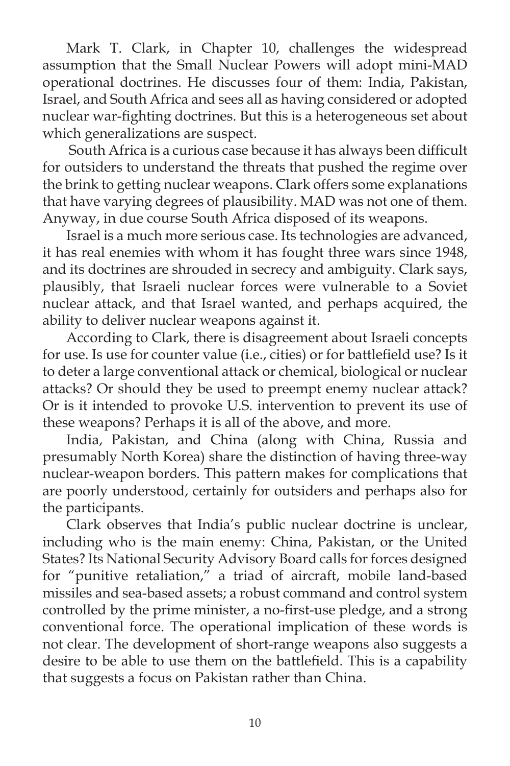Mark T. Clark, in Chapter 10, challenges the widespread assumption that the Small Nuclear Powers will adopt mini-MAD operational doctrines. He discusses four of them: India, Pakistan, Israel, and South Africa and sees all as having considered or adopted nuclear war-fighting doctrines. But this is a heterogeneous set about which generalizations are suspect.

South Africa is a curious case because it has always been difficult for outsiders to understand the threats that pushed the regime over the brink to getting nuclear weapons. Clark offers some explanations that have varying degrees of plausibility. MAD was not one of them. Anyway, in due course South Africa disposed of its weapons.

Israel is a much more serious case. Its technologies are advanced, it has real enemies with whom it has fought three wars since 1948, and its doctrines are shrouded in secrecy and ambiguity. Clark says, plausibly, that Israeli nuclear forces were vulnerable to a Soviet nuclear attack, and that Israel wanted, and perhaps acquired, the ability to deliver nuclear weapons against it.

According to Clark, there is disagreement about Israeli concepts for use. Is use for counter value (i.e., cities) or for battlefield use? Is it to deter a large conventional attack or chemical, biological or nuclear attacks? Or should they be used to preempt enemy nuclear attack? Or is it intended to provoke U.S. intervention to prevent its use of these weapons? Perhaps it is all of the above, and more.

India, Pakistan, and China (along with China, Russia and presumably North Korea) share the distinction of having three-way nuclear-weapon borders. This pattern makes for complications that are poorly understood, certainly for outsiders and perhaps also for the participants.

Clark observes that India's public nuclear doctrine is unclear, including who is the main enemy: China, Pakistan, or the United States? Its National Security Advisory Board calls for forces designed for "punitive retaliation," a triad of aircraft, mobile land-based missiles and sea-based assets; a robust command and control system controlled by the prime minister, a no-first-use pledge, and a strong conventional force. The operational implication of these words is not clear. The development of short-range weapons also suggests a desire to be able to use them on the battlefield. This is a capability that suggests a focus on Pakistan rather than China.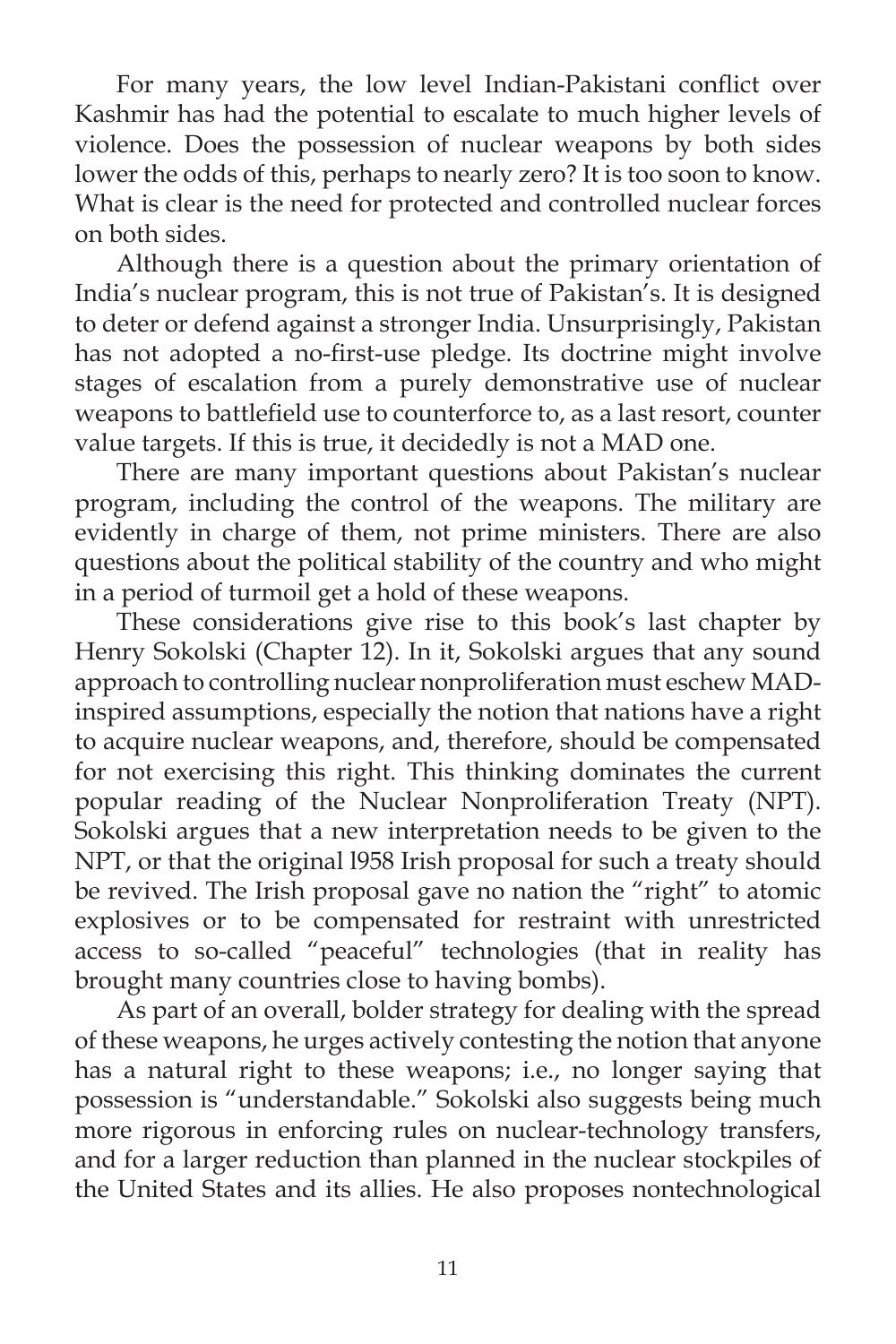For many years, the low level Indian-Pakistani conflict over Kashmir has had the potential to escalate to much higher levels of violence. Does the possession of nuclear weapons by both sides lower the odds of this, perhaps to nearly zero? It is too soon to know. What is clear is the need for protected and controlled nuclear forces on both sides.

Although there is a question about the primary orientation of India's nuclear program, this is not true of Pakistan's. It is designed to deter or defend against a stronger India. Unsurprisingly, Pakistan has not adopted a no-first-use pledge. Its doctrine might involve stages of escalation from a purely demonstrative use of nuclear weapons to battlefield use to counterforce to, as a last resort, counter value targets. If this is true, it decidedly is not a MAD one.

There are many important questions about Pakistan's nuclear program, including the control of the weapons. The military are evidently in charge of them, not prime ministers. There are also questions about the political stability of the country and who might in a period of turmoil get a hold of these weapons.

These considerations give rise to this book's last chapter by Henry Sokolski (Chapter 12). In it, Sokolski argues that any sound approach to controlling nuclear nonproliferation must eschew MAD-inspired assumptions, especially the notion that nations have a right to acquire nuclear weapons, and, therefore, should be compensated for not exercising this right. This thinking dominates the current popular reading of the Nuclear Nonproliferation Treaty (NPT). Sokolski argues that a new interpretation needs to be given to the NPT, or that the original l958 Irish proposal for such a treaty should be revived. The Irish proposal gave no nation the "right" to atomic explosives or to be compensated for restraint with unrestricted access to so-called "peaceful" technologies (that in reality has brought many countries close to having bombs).

As part of an overall, bolder strategy for dealing with the spread of these weapons, he urges actively contesting the notion that anyone has a natural right to these weapons; i.e., no longer saying that possession is "understandable." Sokolski also suggests being much more rigorous in enforcing rules on nuclear-technology transfers, and for a larger reduction than planned in the nuclear stockpiles of the United States and its allies. He also proposes nontechnological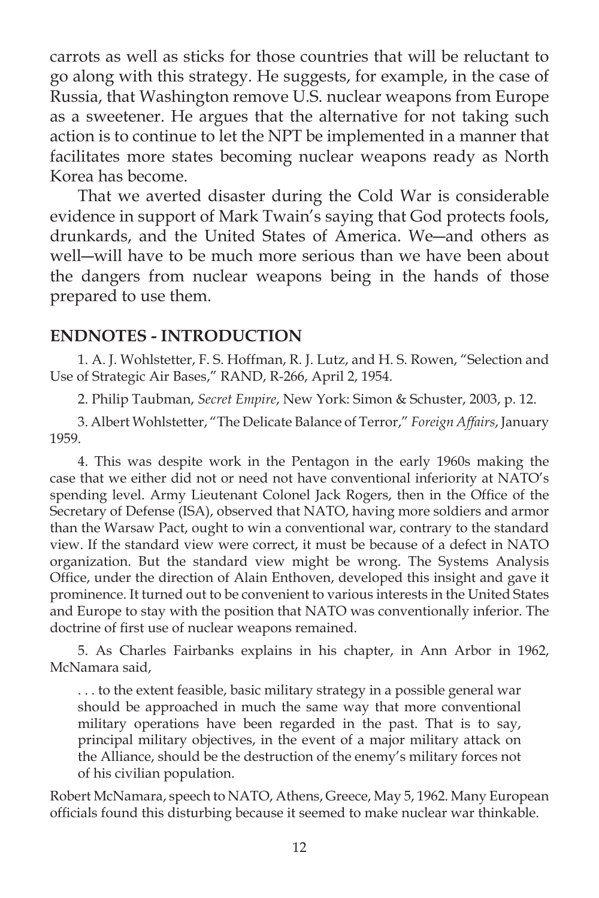carrots as well as sticks for those countries that will be reluctant to go along with this strategy. He suggests, for example, in the case of Russia, that Washington remove U.S. nuclear weapons from Europe as a sweetener. He argues that the alternative for not taking such action is to continue to let the NPT be implemented in a manner that facilitates more states becoming nuclear weapons ready as North Korea has become.

That we averted disaster during the Cold War is considerable evidence in support of Mark Twain's saying that God protects fools, drunkards, and the United States of America. We—and others as well—will have to be much more serious than we have been about the dangers from nuclear weapons being in the hands of those prepared to use them.

## ENDNOTES - INTRODUCTION

1. A. J. Wohlstetter, F. S. Hoffman, R. J. Lutz, and H. S. Rowen, "Selection and Use of Strategic Air Bases," RAND, R-266, April 2, 1954.

2. Philip Taubman, *Secret Empire*, New York: Simon & Schuster, 2003, p. 12.

3. Albert Wohlstetter, "The Delicate Balance of Terror," *Foreign Affairs*, January 1959.

4. This was despite work in the Pentagon in the early 1960s making the case that we either did not or need not have conventional inferiority at NATO's spending level. Army Lieutenant Colonel Jack Rogers, then in the Office of the Secretary of Defense (ISA), observed that NATO, having more soldiers and armor than the Warsaw Pact, ought to win a conventional war, contrary to the standard view. If the standard view were correct, it must be because of a defect in NATO organization. But the standard view might be wrong. The Systems Analysis Office, under the direction of Alain Enthoven, developed this insight and gave it prominence. It turned out to be convenient to various interests in the United States and Europe to stay with the position that NATO was conventionally inferior. The doctrine of first use of nuclear weapons remained.

5. As Charles Fairbanks explains in his chapter, in Ann Arbor in 1962, McNamara said,

> . . . to the extent feasible, basic military strategy in a possible general war should be approached in much the same way that more conventional military operations have been regarded in the past. That is to say, principal military objectives, in the event of a major military attack on the Alliance, should be the destruction of the enemy's military forces not of his civilian population.

Robert McNamara, speech to NATO, Athens, Greece, May 5, 1962. Many European officials found this disturbing because it seemed to make nuclear war thinkable.